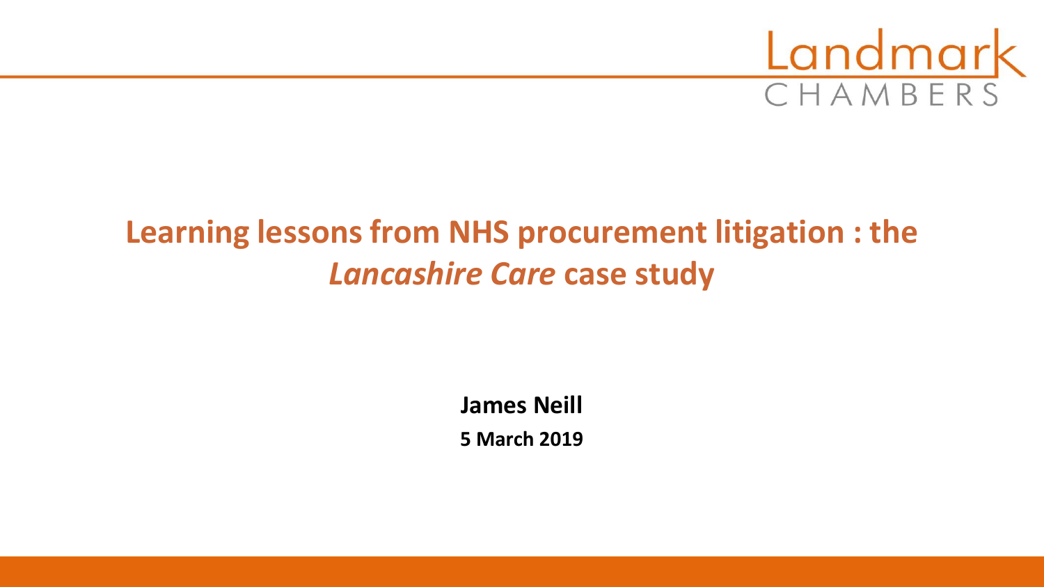Landmark
CHAMBERS

# Learning lessons from NHS procurement litigation : the *Lancashire Care* case study

**James Neill**

**5 March 2019**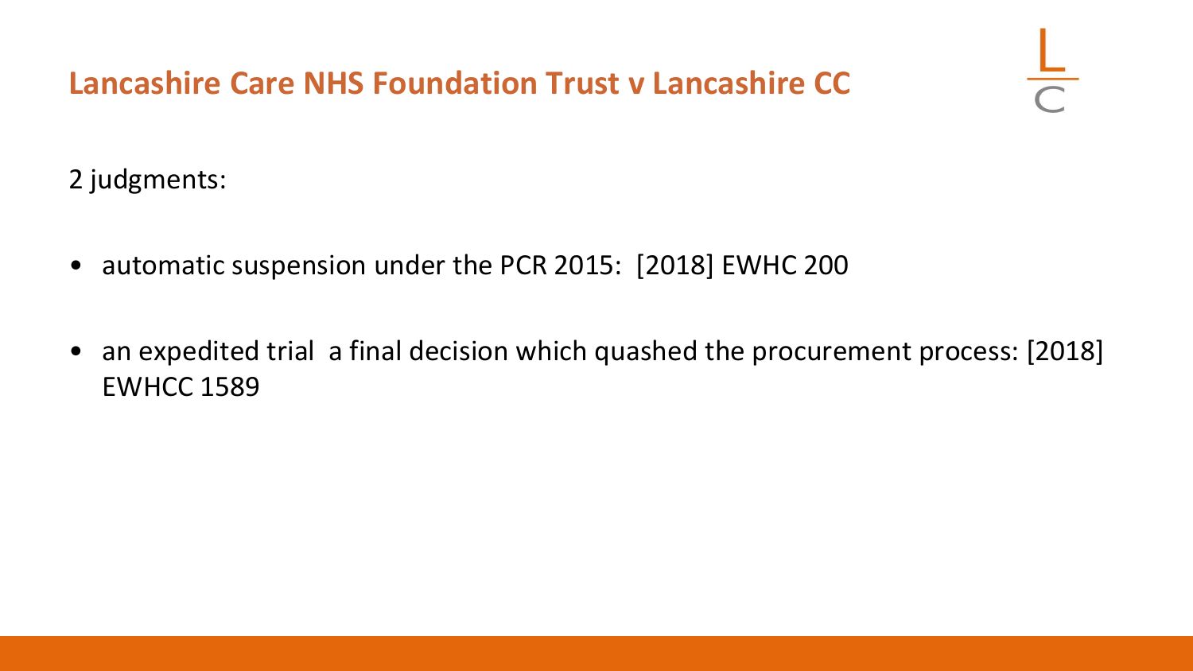# Lancashire Care NHS Foundation Trust v Lancashire CC

2 judgments:

- automatic suspension under the PCR 2015: [2018] EWHC 200
- an expedited trial a final decision which quashed the procurement process: [2018] EWHCC 1589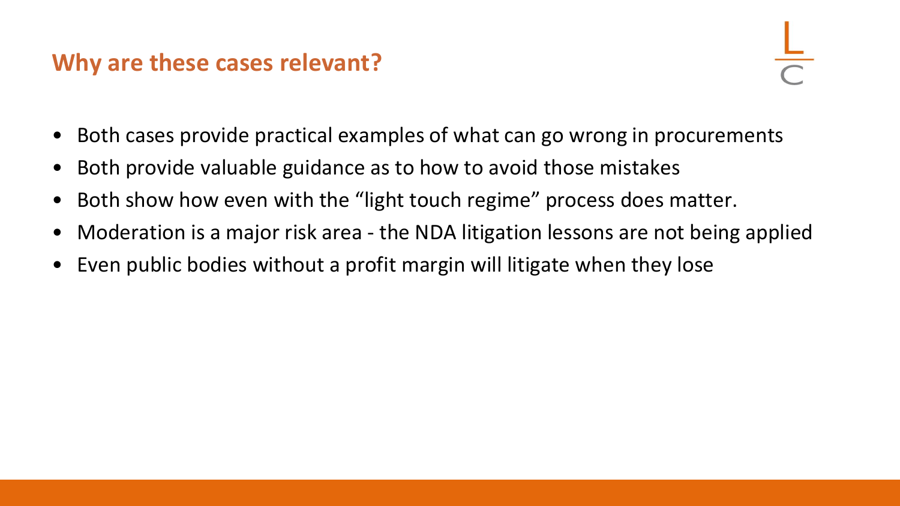## Why are these cases relevant?

- Both cases provide practical examples of what can go wrong in procurements
- Both provide valuable guidance as to how to avoid those mistakes
- Both show how even with the “light touch regime” process does matter.
- Moderation is a major risk area - the NDA litigation lessons are not being applied
- Even public bodies without a profit margin will litigate when they lose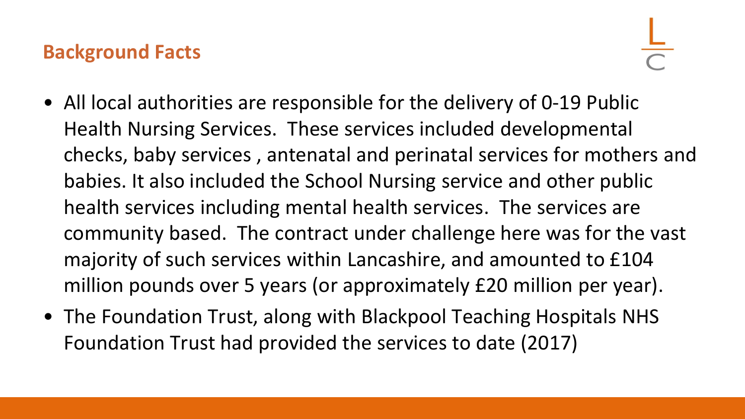## Background Facts

- All local authorities are responsible for the delivery of 0-19 Public Health Nursing Services. These services included developmental checks, baby services , antenatal and perinatal services for mothers and babies. It also included the School Nursing service and other public health services including mental health services. The services are community based. The contract under challenge here was for the vast majority of such services within Lancashire, and amounted to £104 million pounds over 5 years (or approximately £20 million per year).
- The Foundation Trust, along with Blackpool Teaching Hospitals NHS Foundation Trust had provided the services to date (2017)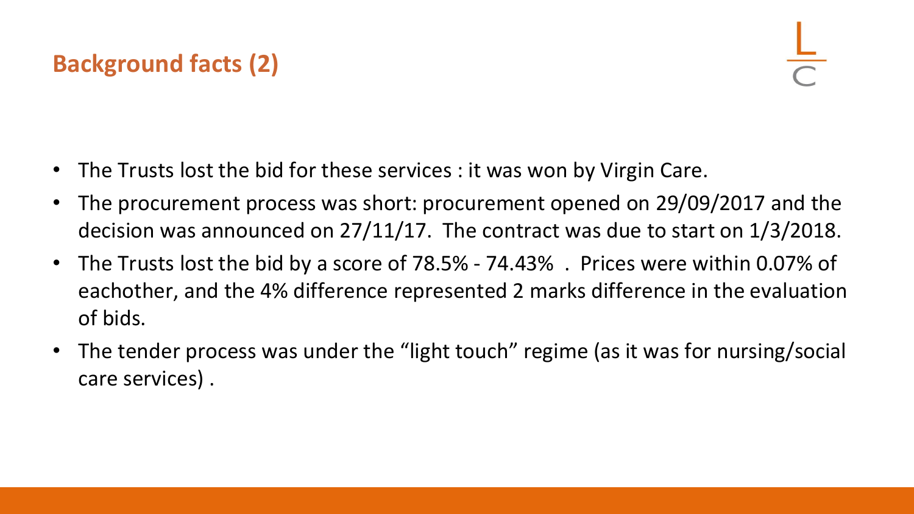## Background facts (2)

- The Trusts lost the bid for these services : it was won by Virgin Care.
- The procurement process was short: procurement opened on 29/09/2017 and the decision was announced on 27/11/17. The contract was due to start on 1/3/2018.
- The Trusts lost the bid by a score of 78.5% - 74.43% . Prices were within 0.07% of eachother, and the 4% difference represented 2 marks difference in the evaluation of bids.
- The tender process was under the "light touch" regime (as it was for nursing/social care services) .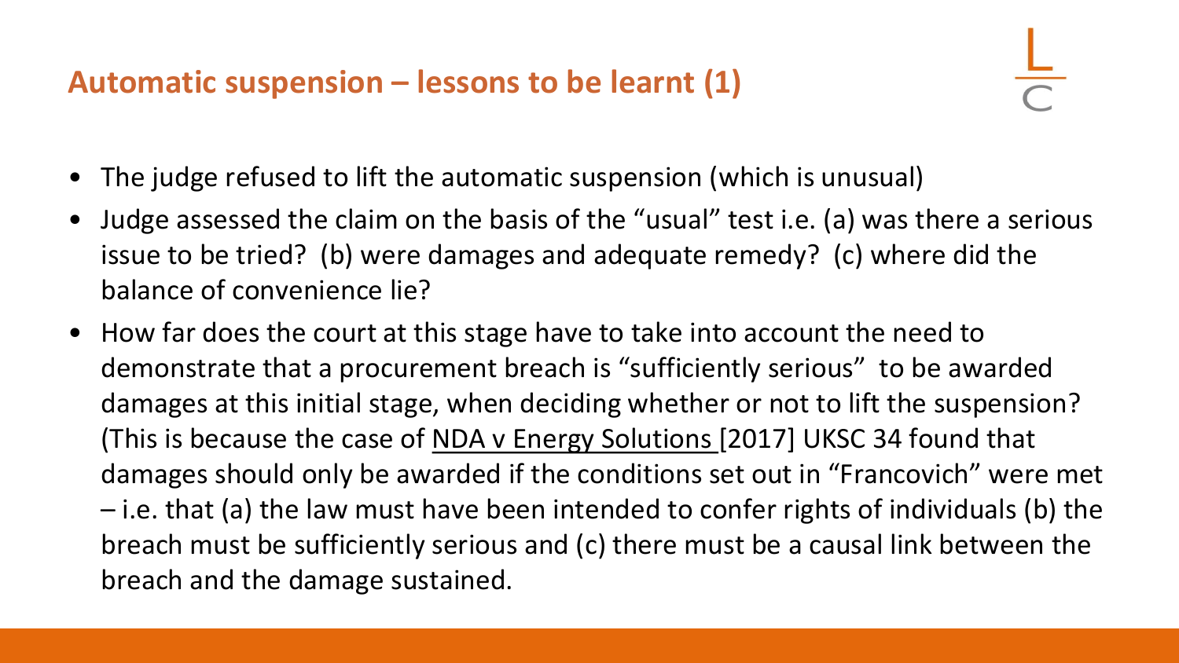## Automatic suspension – lessons to be learnt (1)

- The judge refused to lift the automatic suspension (which is unusual)
- Judge assessed the claim on the basis of the "usual" test i.e. (a) was there a serious issue to be tried? (b) were damages and adequate remedy? (c) where did the balance of convenience lie?
- How far does the court at this stage have to take into account the need to demonstrate that a procurement breach is "sufficiently serious" to be awarded damages at this initial stage, when deciding whether or not to lift the suspension? (This is because the case of NDA v Energy Solutions [2017] UKSC 34 found that damages should only be awarded if the conditions set out in "Francovich" were met – i.e. that (a) the law must have been intended to confer rights of individuals (b) the breach must be sufficiently serious and (c) there must be a causal link between the breach and the damage sustained.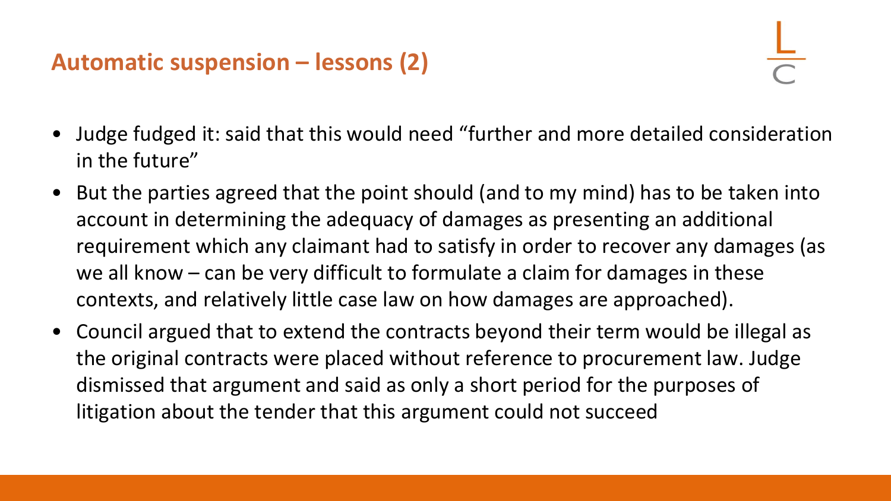## Automatic suspension – lessons (2)

- Judge fudged it: said that this would need "further and more detailed consideration in the future"
- But the parties agreed that the point should (and to my mind) has to be taken into account in determining the adequacy of damages as presenting an additional requirement which any claimant had to satisfy in order to recover any damages (as we all know – can be very difficult to formulate a claim for damages in these contexts, and relatively little case law on how damages are approached).
- Council argued that to extend the contracts beyond their term would be illegal as the original contracts were placed without reference to procurement law. Judge dismissed that argument and said as only a short period for the purposes of litigation about the tender that this argument could not succeed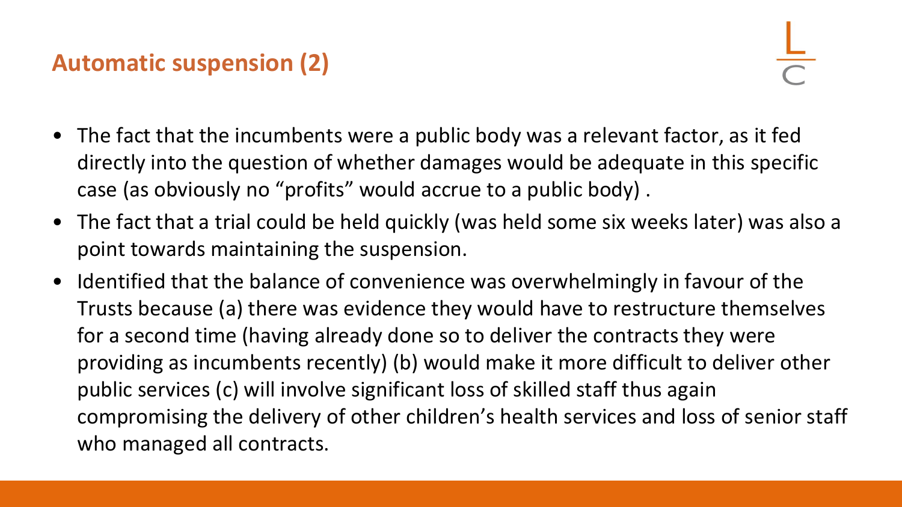## Automatic suspension (2)

- The fact that the incumbents were a public body was a relevant factor, as it fed directly into the question of whether damages would be adequate in this specific case (as obviously no "profits" would accrue to a public body) .
- The fact that a trial could be held quickly (was held some six weeks later) was also a point towards maintaining the suspension.
- Identified that the balance of convenience was overwhelmingly in favour of the Trusts because (a) there was evidence they would have to restructure themselves for a second time (having already done so to deliver the contracts they were providing as incumbents recently) (b) would make it more difficult to deliver other public services (c) will involve significant loss of skilled staff thus again compromising the delivery of other children's health services and loss of senior staff who managed all contracts.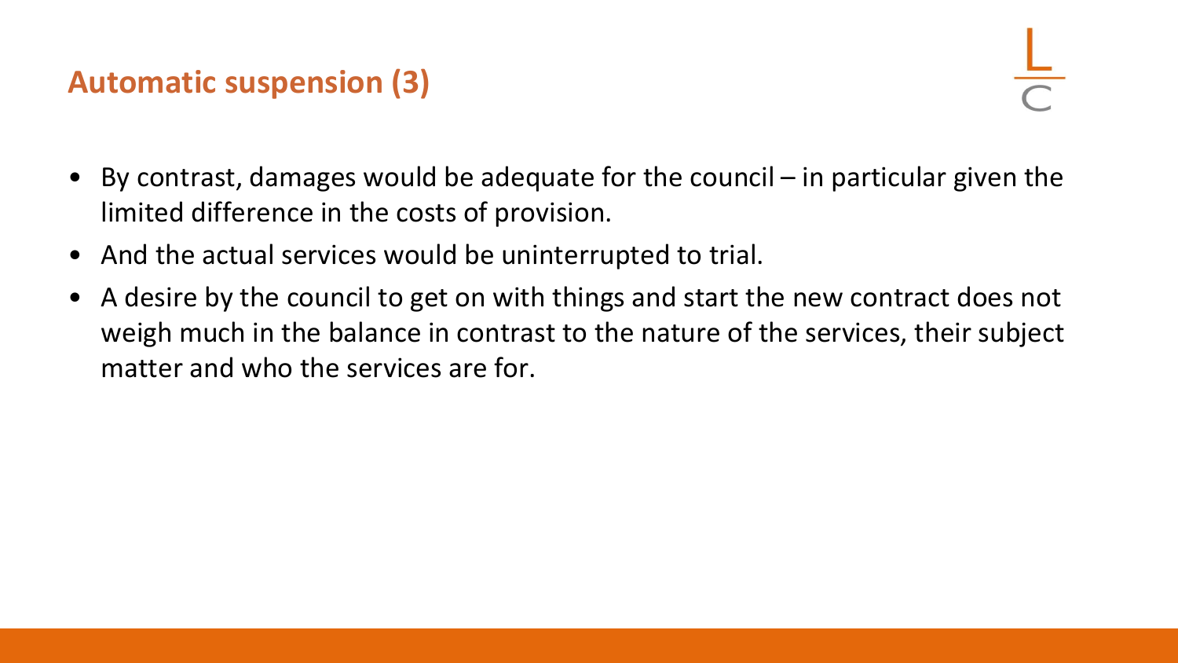## Automatic suspension (3)

- By contrast, damages would be adequate for the council – in particular given the limited difference in the costs of provision.
- And the actual services would be uninterrupted to trial.
- A desire by the council to get on with things and start the new contract does not weigh much in the balance in contrast to the nature of the services, their subject matter and who the services are for.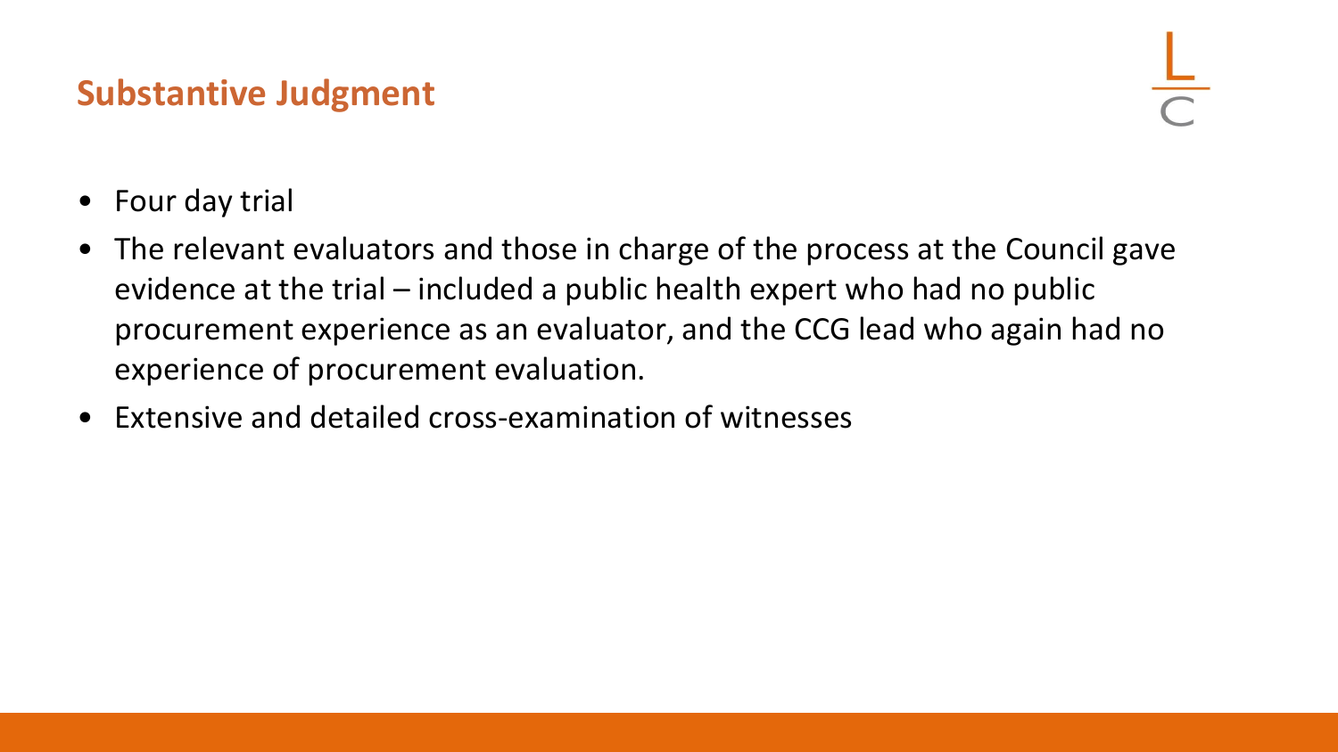## Substantive Judgment

- Four day trial
- The relevant evaluators and those in charge of the process at the Council gave evidence at the trial – included a public health expert who had no public procurement experience as an evaluator, and the CCG lead who again had no experience of procurement evaluation.
- Extensive and detailed cross-examination of witnesses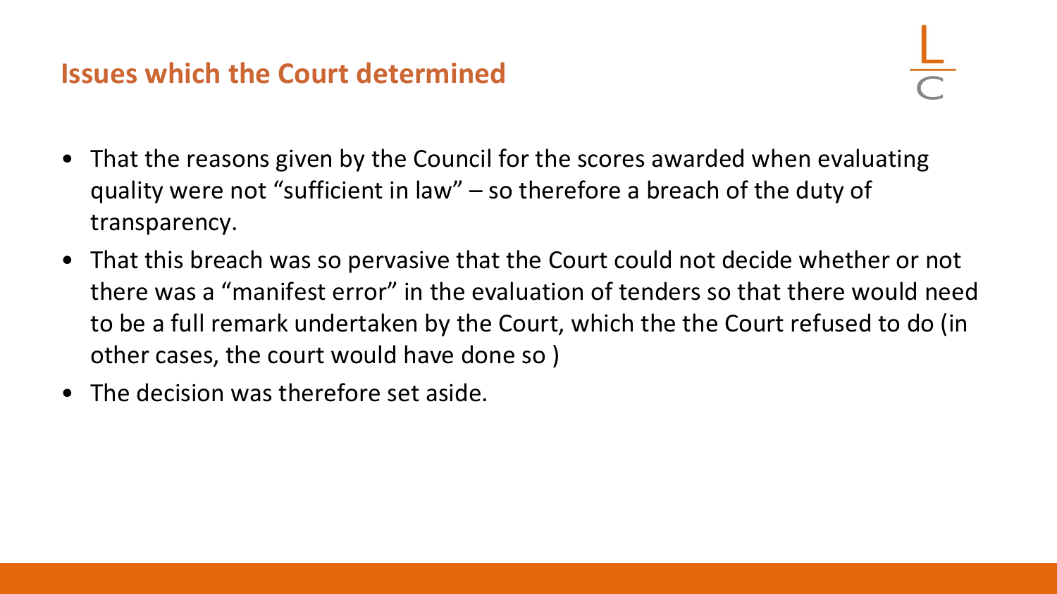## Issues which the Court determined

- That the reasons given by the Council for the scores awarded when evaluating quality were not "sufficient in law" – so therefore a breach of the duty of transparency.
- That this breach was so pervasive that the Court could not decide whether or not there was a "manifest error" in the evaluation of tenders so that there would need to be a full remark undertaken by the Court, which the the Court refused to do (in other cases, the court would have done so )
- The decision was therefore set aside.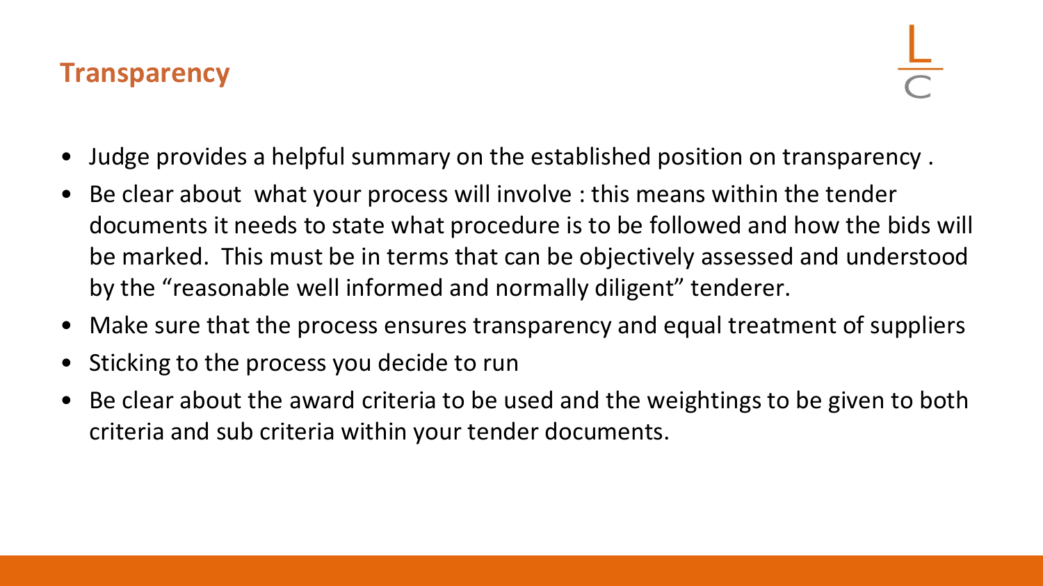## Transparency

- Judge provides a helpful summary on the established position on transparency .
- Be clear about what your process will involve : this means within the tender documents it needs to state what procedure is to be followed and how the bids will be marked. This must be in terms that can be objectively assessed and understood by the "reasonable well informed and normally diligent" tenderer.
- Make sure that the process ensures transparency and equal treatment of suppliers
- Sticking to the process you decide to run
- Be clear about the award criteria to be used and the weightings to be given to both criteria and sub criteria within your tender documents.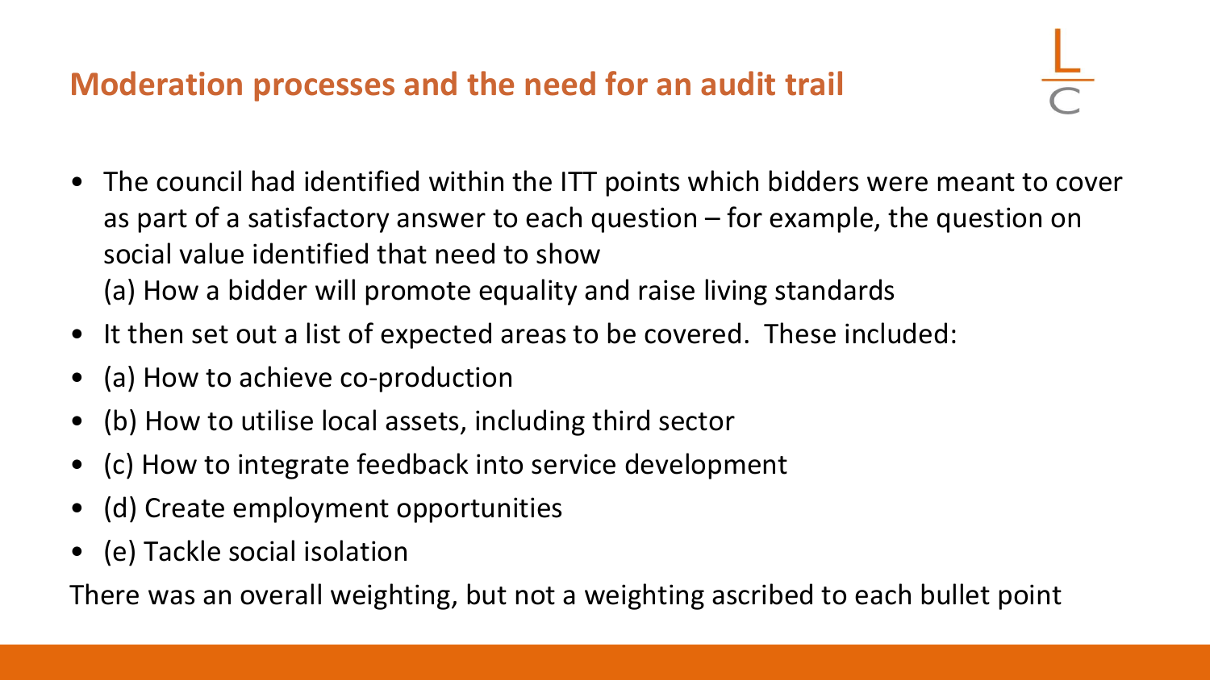## Moderation processes and the need for an audit trail

- The council had identified within the ITT points which bidders were meant to cover as part of a satisfactory answer to each question – for example, the question on social value identified that need to show
  (a) How a bidder will promote equality and raise living standards
- It then set out a list of expected areas to be covered. These included:
- (a) How to achieve co-production
- (b) How to utilise local assets, including third sector
- (c) How to integrate feedback into service development
- (d) Create employment opportunities
- (e) Tackle social isolation

There was an overall weighting, but not a weighting ascribed to each bullet point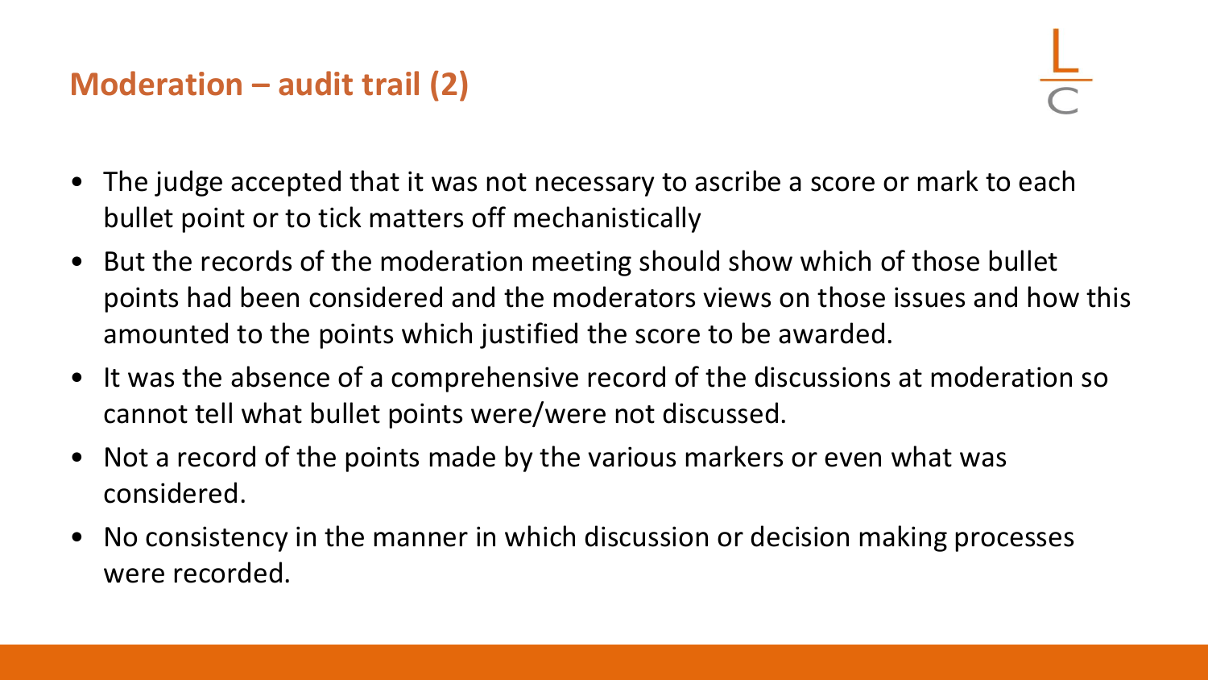## Moderation – audit trail (2)

- The judge accepted that it was not necessary to ascribe a score or mark to each bullet point or to tick matters off mechanistically
- But the records of the moderation meeting should show which of those bullet points had been considered and the moderators views on those issues and how this amounted to the points which justified the score to be awarded.
- It was the absence of a comprehensive record of the discussions at moderation so cannot tell what bullet points were/were not discussed.
- Not a record of the points made by the various markers or even what was considered.
- No consistency in the manner in which discussion or decision making processes were recorded.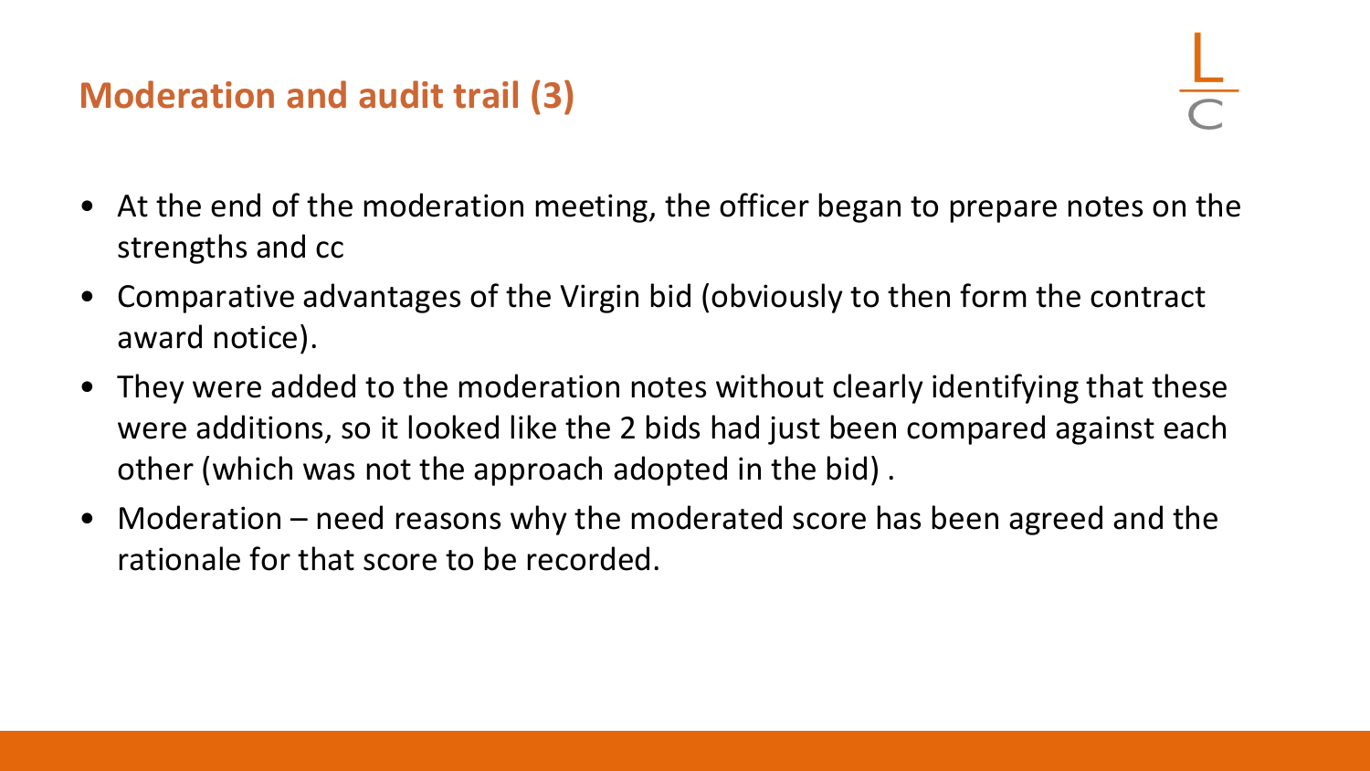## Moderation and audit trail (3)

- At the end of the moderation meeting, the officer began to prepare notes on the strengths and cc
- Comparative advantages of the Virgin bid (obviously to then form the contract award notice).
- They were added to the moderation notes without clearly identifying that these were additions, so it looked like the 2 bids had just been compared against each other (which was not the approach adopted in the bid) .
- Moderation – need reasons why the moderated score has been agreed and the rationale for that score to be recorded.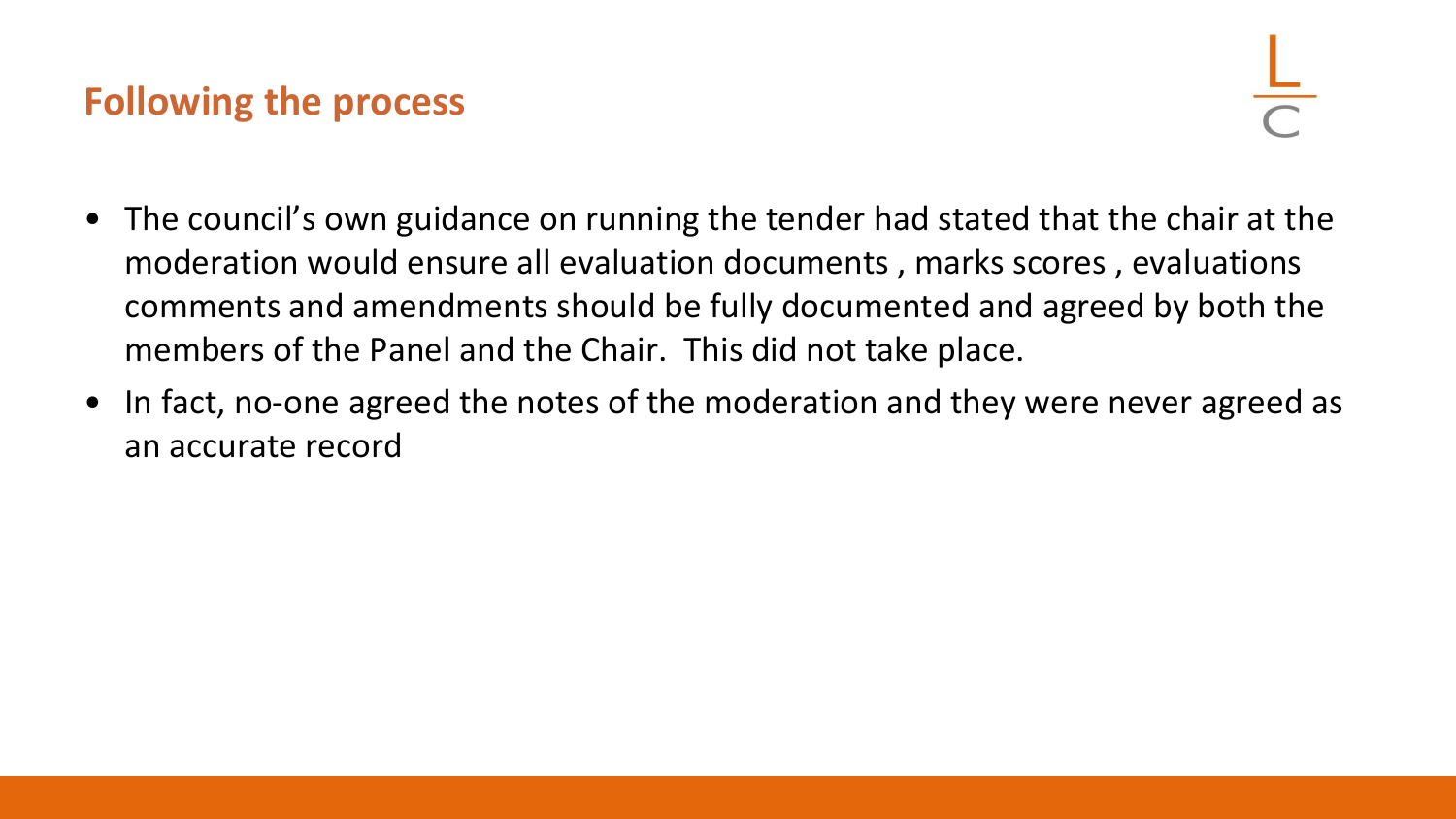## Following the process

- The council's own guidance on running the tender had stated that the chair at the moderation would ensure all evaluation documents , marks scores , evaluations comments and amendments should be fully documented and agreed by both the members of the Panel and the Chair. This did not take place.
- In fact, no-one agreed the notes of the moderation and they were never agreed as an accurate record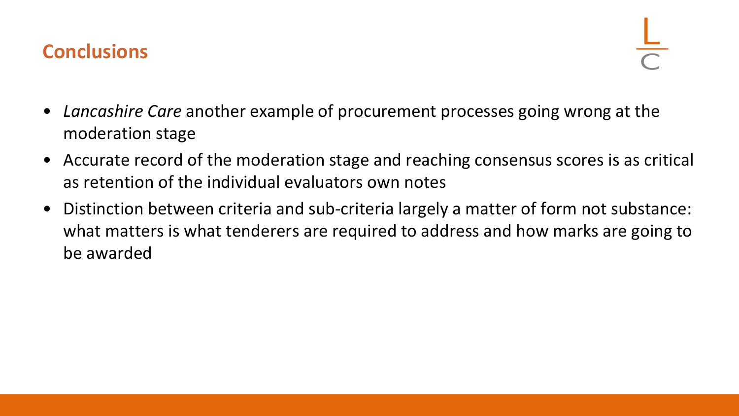## Conclusions

- *Lancashire Care* another example of procurement processes going wrong at the moderation stage
- Accurate record of the moderation stage and reaching consensus scores is as critical as retention of the individual evaluators own notes
- Distinction between criteria and sub-criteria largely a matter of form not substance: what matters is what tenderers are required to address and how marks are going to be awarded